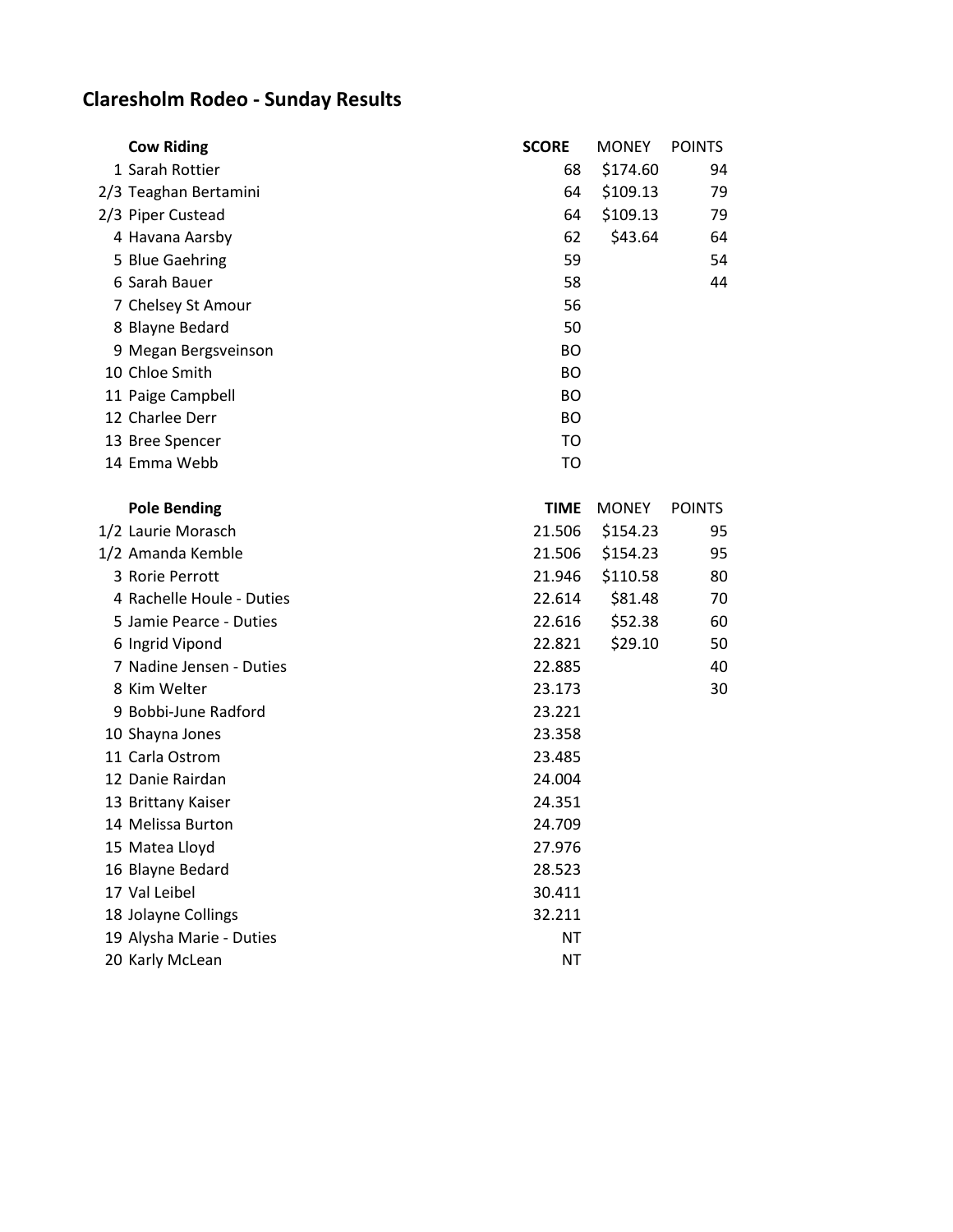# Claresholm Rodeo - Sunday Results

| | Cow Riding | SCORE | MONEY | POINTS |
|---|---|---|---|---|
| 1 | Sarah Rottier | 68 | $174.60 | 94 |
| 2/3 | Teaghan Bertamini | 64 | $109.13 | 79 |
| 2/3 | Piper Custead | 64 | $109.13 | 79 |
| 4 | Havana Aarsby | 62 | $43.64 | 64 |
| 5 | Blue Gaehring | 59 | | 54 |
| 6 | Sarah Bauer | 58 | | 44 |
| 7 | Chelsey St Amour | 56 | | |
| 8 | Blayne Bedard | 50 | | |
| 9 | Megan Bergsveinson | BO | | |
| 10 | Chloe Smith | BO | | |
| 11 | Paige Campbell | BO | | |
| 12 | Charlee Derr | BO | | |
| 13 | Bree Spencer | TO | | |
| 14 | Emma Webb | TO | | |

| | Pole Bending | TIME | MONEY | POINTS |
|---|---|---|---|---|
| 1/2 | Laurie Morasch | 21.506 | $154.23 | 95 |
| 1/2 | Amanda Kemble | 21.506 | $154.23 | 95 |
| 3 | Rorie Perrott | 21.946 | $110.58 | 80 |
| 4 | Rachelle Houle - Duties | 22.614 | $81.48 | 70 |
| 5 | Jamie Pearce - Duties | 22.616 | $52.38 | 60 |
| 6 | Ingrid Vipond | 22.821 | $29.10 | 50 |
| 7 | Nadine Jensen - Duties | 22.885 | | 40 |
| 8 | Kim Welter | 23.173 | | 30 |
| 9 | Bobbi-June Radford | 23.221 | | |
| 10 | Shayna Jones | 23.358 | | |
| 11 | Carla Ostrom | 23.485 | | |
| 12 | Danie Rairdan | 24.004 | | |
| 13 | Brittany Kaiser | 24.351 | | |
| 14 | Melissa Burton | 24.709 | | |
| 15 | Matea Lloyd | 27.976 | | |
| 16 | Blayne Bedard | 28.523 | | |
| 17 | Val Leibel | 30.411 | | |
| 18 | Jolayne Collings | 32.211 | | |
| 19 | Alysha Marie - Duties | NT | | |
| 20 | Karly McLean | NT | | |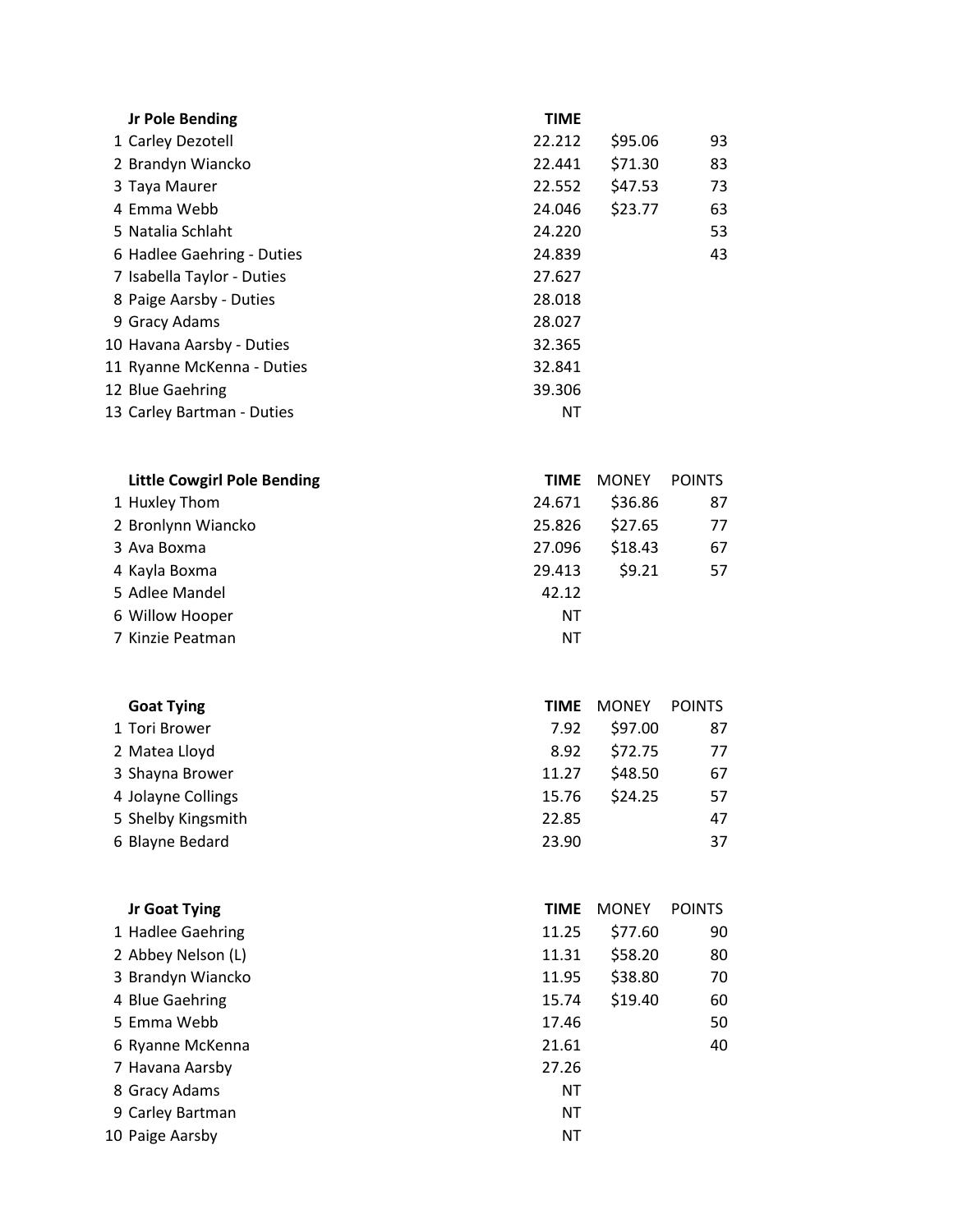| | Jr Pole Bending | TIME | | |
|---|---|---|---|---|
| 1 | Carley Dezotell | 22.212 | $95.06 | 93 |
| 2 | Brandyn Wiancko | 22.441 | $71.30 | 83 |
| 3 | Taya Maurer | 22.552 | $47.53 | 73 |
| 4 | Emma Webb | 24.046 | $23.77 | 63 |
| 5 | Natalia Schlaht | 24.220 | | 53 |
| 6 | Hadlee Gaehring - Duties | 24.839 | | 43 |
| 7 | Isabella Taylor - Duties | 27.627 | | |
| 8 | Paige Aarsby - Duties | 28.018 | | |
| 9 | Gracy Adams | 28.027 | | |
| 10 | Havana Aarsby - Duties | 32.365 | | |
| 11 | Ryanne McKenna - Duties | 32.841 | | |
| 12 | Blue Gaehring | 39.306 | | |
| 13 | Carley Bartman - Duties | NT | | |

| | Little Cowgirl Pole Bending | TIME | MONEY | POINTS |
|---|---|---|---|---|
| 1 | Huxley Thom | 24.671 | $36.86 | 87 |
| 2 | Bronlynn Wiancko | 25.826 | $27.65 | 77 |
| 3 | Ava Boxma | 27.096 | $18.43 | 67 |
| 4 | Kayla Boxma | 29.413 | $9.21 | 57 |
| 5 | Adlee Mandel | 42.12 | | |
| 6 | Willow Hooper | NT | | |
| 7 | Kinzie Peatman | NT | | |

| | Goat Tying | TIME | MONEY | POINTS |
|---|---|---|---|---|
| 1 | Tori Brower | 7.92 | $97.00 | 87 |
| 2 | Matea Lloyd | 8.92 | $72.75 | 77 |
| 3 | Shayna Brower | 11.27 | $48.50 | 67 |
| 4 | Jolayne Collings | 15.76 | $24.25 | 57 |
| 5 | Shelby Kingsmith | 22.85 | | 47 |
| 6 | Blayne Bedard | 23.90 | | 37 |

| | Jr Goat Tying | TIME | MONEY | POINTS |
|---|---|---|---|---|
| 1 | Hadlee Gaehring | 11.25 | $77.60 | 90 |
| 2 | Abbey Nelson (L) | 11.31 | $58.20 | 80 |
| 3 | Brandyn Wiancko | 11.95 | $38.80 | 70 |
| 4 | Blue Gaehring | 15.74 | $19.40 | 60 |
| 5 | Emma Webb | 17.46 | | 50 |
| 6 | Ryanne McKenna | 21.61 | | 40 |
| 7 | Havana Aarsby | 27.26 | | |
| 8 | Gracy Adams | NT | | |
| 9 | Carley Bartman | NT | | |
| 10 | Paige Aarsby | NT | | |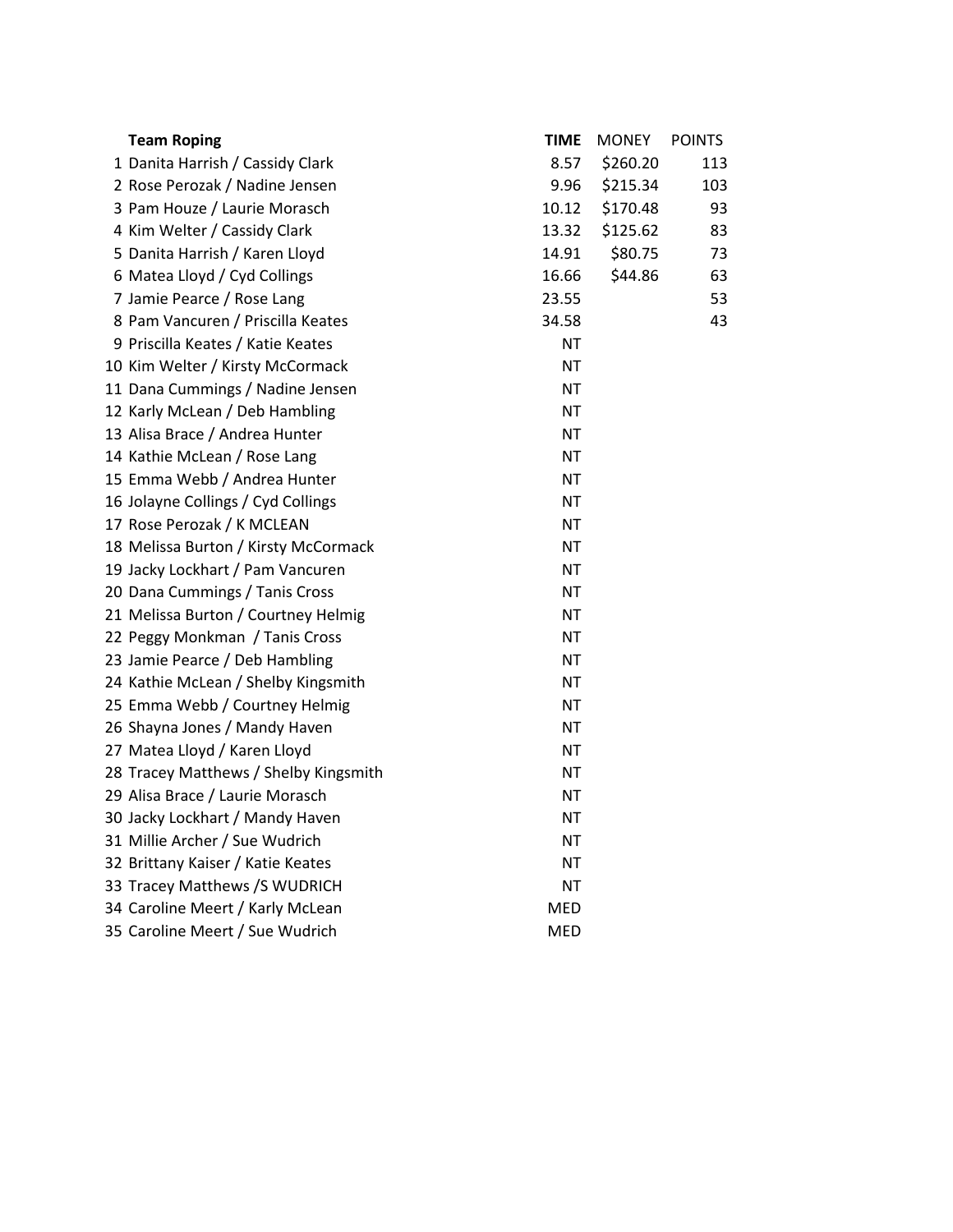| | Team Roping | TIME | MONEY | POINTS |
|---|---|---|---|---|
| 1 | Danita Harrish / Cassidy Clark | 8.57 | $260.20 | 113 |
| 2 | Rose Perozak / Nadine Jensen | 9.96 | $215.34 | 103 |
| 3 | Pam Houze / Laurie Morasch | 10.12 | $170.48 | 93 |
| 4 | Kim Welter / Cassidy Clark | 13.32 | $125.62 | 83 |
| 5 | Danita Harrish / Karen Lloyd | 14.91 | $80.75 | 73 |
| 6 | Matea Lloyd / Cyd Collings | 16.66 | $44.86 | 63 |
| 7 | Jamie Pearce / Rose Lang | 23.55 | | 53 |
| 8 | Pam Vancuren / Priscilla Keates | 34.58 | | 43 |
| 9 | Priscilla Keates / Katie Keates | NT | | |
| 10 | Kim Welter / Kirsty McCormack | NT | | |
| 11 | Dana Cummings / Nadine Jensen | NT | | |
| 12 | Karly McLean / Deb Hambling | NT | | |
| 13 | Alisa Brace / Andrea Hunter | NT | | |
| 14 | Kathie McLean / Rose Lang | NT | | |
| 15 | Emma Webb / Andrea Hunter | NT | | |
| 16 | Jolayne Collings / Cyd Collings | NT | | |
| 17 | Rose Perozak / K MCLEAN | NT | | |
| 18 | Melissa Burton / Kirsty McCormack | NT | | |
| 19 | Jacky Lockhart / Pam Vancuren | NT | | |
| 20 | Dana Cummings / Tanis Cross | NT | | |
| 21 | Melissa Burton / Courtney Helmig | NT | | |
| 22 | Peggy Monkman / Tanis Cross | NT | | |
| 23 | Jamie Pearce / Deb Hambling | NT | | |
| 24 | Kathie McLean / Shelby Kingsmith | NT | | |
| 25 | Emma Webb / Courtney Helmig | NT | | |
| 26 | Shayna Jones / Mandy Haven | NT | | |
| 27 | Matea Lloyd / Karen Lloyd | NT | | |
| 28 | Tracey Matthews / Shelby Kingsmith | NT | | |
| 29 | Alisa Brace / Laurie Morasch | NT | | |
| 30 | Jacky Lockhart / Mandy Haven | NT | | |
| 31 | Millie Archer / Sue Wudrich | NT | | |
| 32 | Brittany Kaiser / Katie Keates | NT | | |
| 33 | Tracey Matthews /S WUDRICH | NT | | |
| 34 | Caroline Meert / Karly McLean | MED | | |
| 35 | Caroline Meert / Sue Wudrich | MED | | |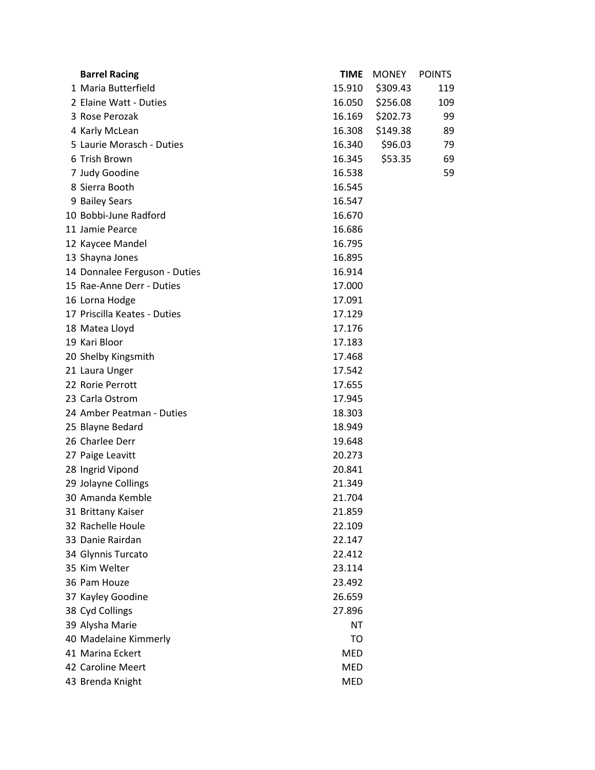| | Barrel Racing | TIME | MONEY | POINTS |
|---|---|---|---|---|
| 1 | Maria Butterfield | 15.910 | $309.43 | 119 |
| 2 | Elaine Watt - Duties | 16.050 | $256.08 | 109 |
| 3 | Rose Perozak | 16.169 | $202.73 | 99 |
| 4 | Karly McLean | 16.308 | $149.38 | 89 |
| 5 | Laurie Morasch - Duties | 16.340 | $96.03 | 79 |
| 6 | Trish Brown | 16.345 | $53.35 | 69 |
| 7 | Judy Goodine | 16.538 | | 59 |
| 8 | Sierra Booth | 16.545 | | |
| 9 | Bailey Sears | 16.547 | | |
| 10 | Bobbi-June Radford | 16.670 | | |
| 11 | Jamie Pearce | 16.686 | | |
| 12 | Kaycee Mandel | 16.795 | | |
| 13 | Shayna Jones | 16.895 | | |
| 14 | Donnalee Ferguson - Duties | 16.914 | | |
| 15 | Rae-Anne Derr - Duties | 17.000 | | |
| 16 | Lorna Hodge | 17.091 | | |
| 17 | Priscilla Keates - Duties | 17.129 | | |
| 18 | Matea Lloyd | 17.176 | | |
| 19 | Kari Bloor | 17.183 | | |
| 20 | Shelby Kingsmith | 17.468 | | |
| 21 | Laura Unger | 17.542 | | |
| 22 | Rorie Perrott | 17.655 | | |
| 23 | Carla Ostrom | 17.945 | | |
| 24 | Amber Peatman - Duties | 18.303 | | |
| 25 | Blayne Bedard | 18.949 | | |
| 26 | Charlee Derr | 19.648 | | |
| 27 | Paige Leavitt | 20.273 | | |
| 28 | Ingrid Vipond | 20.841 | | |
| 29 | Jolayne Collings | 21.349 | | |
| 30 | Amanda Kemble | 21.704 | | |
| 31 | Brittany Kaiser | 21.859 | | |
| 32 | Rachelle Houle | 22.109 | | |
| 33 | Danie Rairdan | 22.147 | | |
| 34 | Glynnis Turcato | 22.412 | | |
| 35 | Kim Welter | 23.114 | | |
| 36 | Pam Houze | 23.492 | | |
| 37 | Kayley Goodine | 26.659 | | |
| 38 | Cyd Collings | 27.896 | | |
| 39 | Alysha Marie | NT | | |
| 40 | Madelaine Kimmerly | TO | | |
| 41 | Marina Eckert | MED | | |
| 42 | Caroline Meert | MED | | |
| 43 | Brenda Knight | MED | | |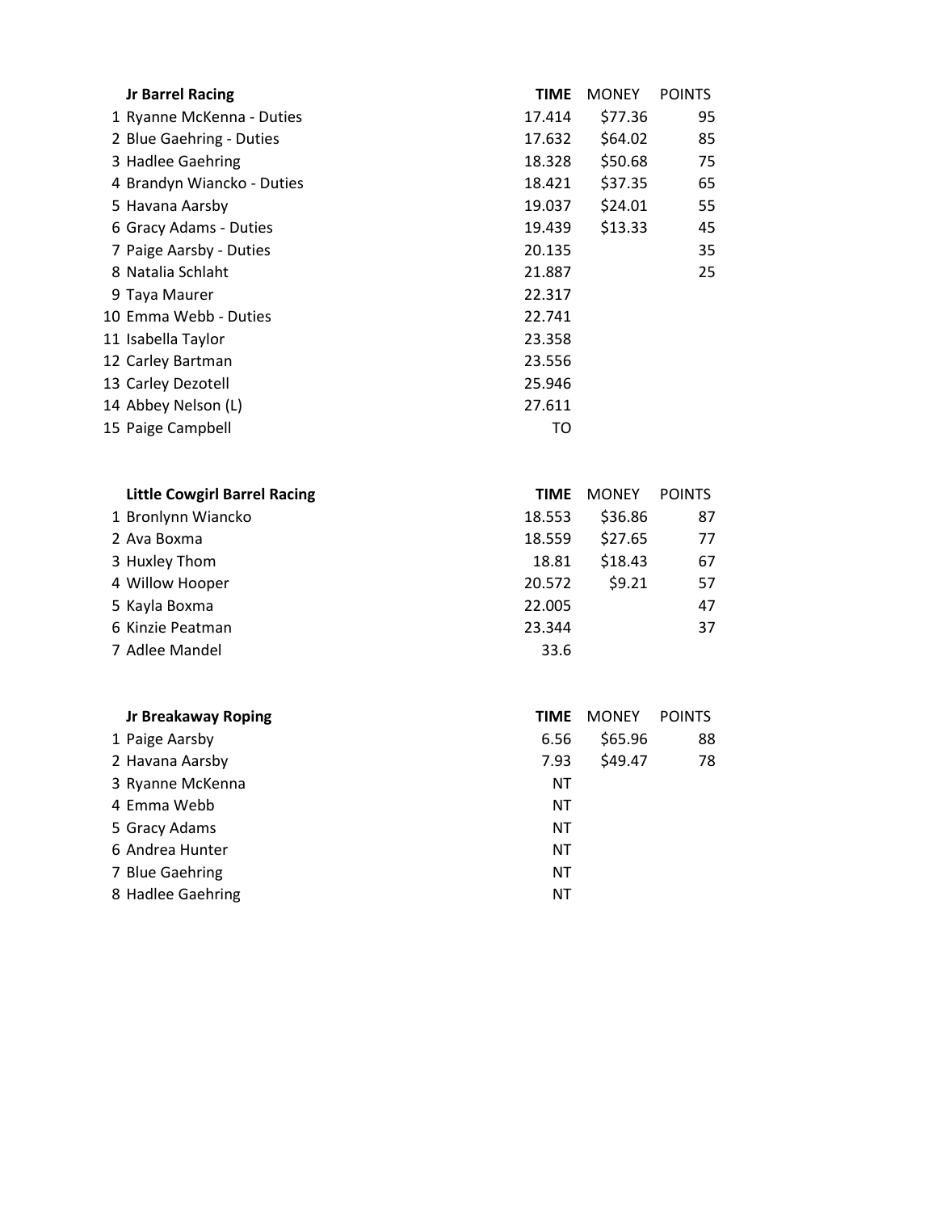| | Jr Barrel Racing | TIME | MONEY | POINTS |
|---|---|---|---|---|
| 1 | Ryanne McKenna - Duties | 17.414 | $77.36 | 95 |
| 2 | Blue Gaehring - Duties | 17.632 | $64.02 | 85 |
| 3 | Hadlee Gaehring | 18.328 | $50.68 | 75 |
| 4 | Brandyn Wiancko - Duties | 18.421 | $37.35 | 65 |
| 5 | Havana Aarsby | 19.037 | $24.01 | 55 |
| 6 | Gracy Adams - Duties | 19.439 | $13.33 | 45 |
| 7 | Paige Aarsby - Duties | 20.135 | | 35 |
| 8 | Natalia Schlaht | 21.887 | | 25 |
| 9 | Taya Maurer | 22.317 | | |
| 10 | Emma Webb - Duties | 22.741 | | |
| 11 | Isabella Taylor | 23.358 | | |
| 12 | Carley Bartman | 23.556 | | |
| 13 | Carley Dezotell | 25.946 | | |
| 14 | Abbey Nelson (L) | 27.611 | | |
| 15 | Paige Campbell | TO | | |

| | Little Cowgirl Barrel Racing | TIME | MONEY | POINTS |
|---|---|---|---|---|
| 1 | Bronlynn Wiancko | 18.553 | $36.86 | 87 |
| 2 | Ava Boxma | 18.559 | $27.65 | 77 |
| 3 | Huxley Thom | 18.81 | $18.43 | 67 |
| 4 | Willow Hooper | 20.572 | $9.21 | 57 |
| 5 | Kayla Boxma | 22.005 | | 47 |
| 6 | Kinzie Peatman | 23.344 | | 37 |
| 7 | Adlee Mandel | 33.6 | | |

| | Jr Breakaway Roping | TIME | MONEY | POINTS |
|---|---|---|---|---|
| 1 | Paige Aarsby | 6.56 | $65.96 | 88 |
| 2 | Havana Aarsby | 7.93 | $49.47 | 78 |
| 3 | Ryanne McKenna | NT | | |
| 4 | Emma Webb | NT | | |
| 5 | Gracy Adams | NT | | |
| 6 | Andrea Hunter | NT | | |
| 7 | Blue Gaehring | NT | | |
| 8 | Hadlee Gaehring | NT | | |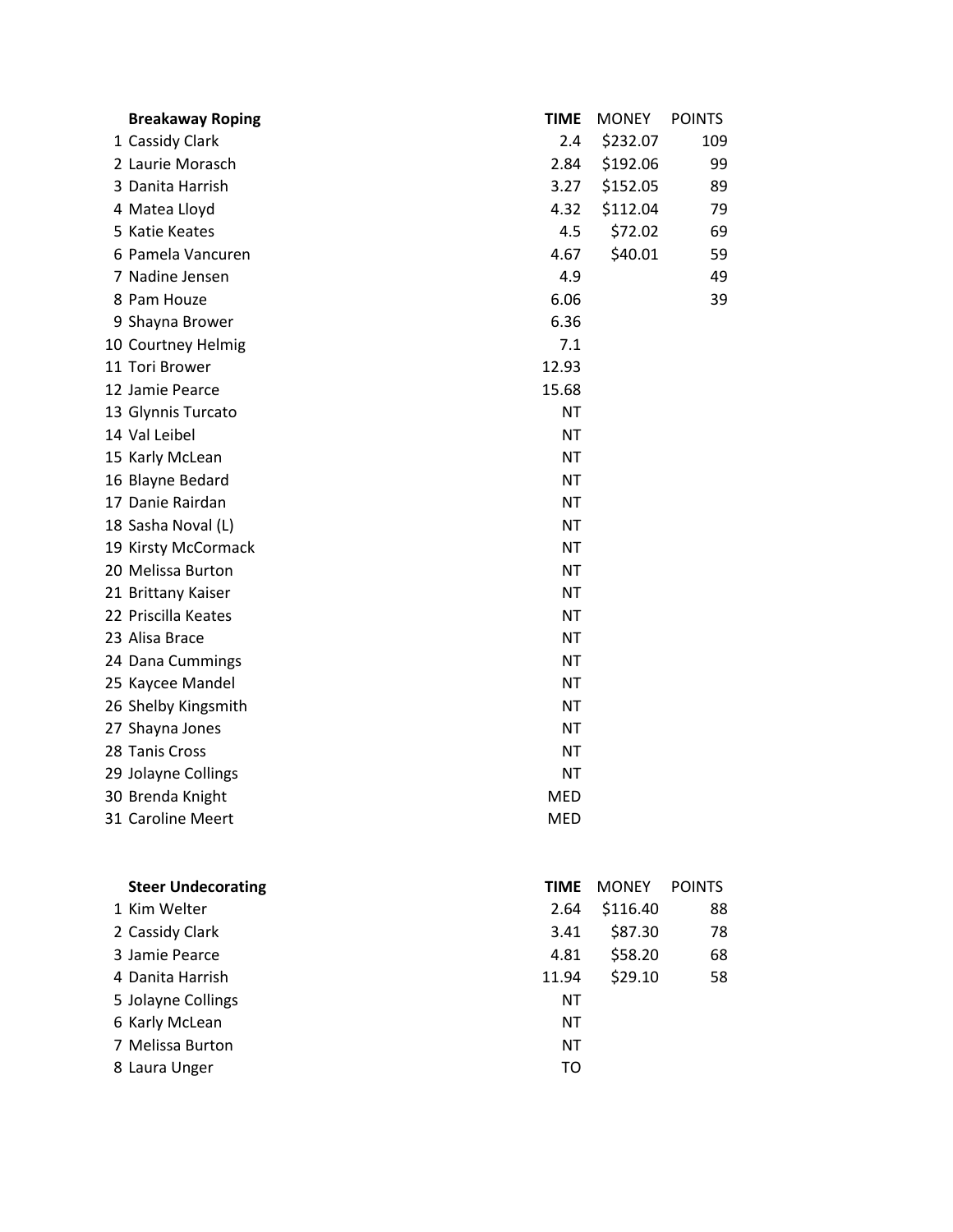| | Breakaway Roping | TIME | MONEY | POINTS |
|---|---|---|---|---|
| 1 | Cassidy Clark | 2.4 | $232.07 | 109 |
| 2 | Laurie Morasch | 2.84 | $192.06 | 99 |
| 3 | Danita Harrish | 3.27 | $152.05 | 89 |
| 4 | Matea Lloyd | 4.32 | $112.04 | 79 |
| 5 | Katie Keates | 4.5 | $72.02 | 69 |
| 6 | Pamela Vancuren | 4.67 | $40.01 | 59 |
| 7 | Nadine Jensen | 4.9 | | 49 |
| 8 | Pam Houze | 6.06 | | 39 |
| 9 | Shayna Brower | 6.36 | | |
| 10 | Courtney Helmig | 7.1 | | |
| 11 | Tori Brower | 12.93 | | |
| 12 | Jamie Pearce | 15.68 | | |
| 13 | Glynnis Turcato | NT | | |
| 14 | Val Leibel | NT | | |
| 15 | Karly McLean | NT | | |
| 16 | Blayne Bedard | NT | | |
| 17 | Danie Rairdan | NT | | |
| 18 | Sasha Noval (L) | NT | | |
| 19 | Kirsty McCormack | NT | | |
| 20 | Melissa Burton | NT | | |
| 21 | Brittany Kaiser | NT | | |
| 22 | Priscilla Keates | NT | | |
| 23 | Alisa Brace | NT | | |
| 24 | Dana Cummings | NT | | |
| 25 | Kaycee Mandel | NT | | |
| 26 | Shelby Kingsmith | NT | | |
| 27 | Shayna Jones | NT | | |
| 28 | Tanis Cross | NT | | |
| 29 | Jolayne Collings | NT | | |
| 30 | Brenda Knight | MED | | |
| 31 | Caroline Meert | MED | | |

| | Steer Undecorating | TIME | MONEY | POINTS |
|---|---|---|---|---|
| 1 | Kim Welter | 2.64 | $116.40 | 88 |
| 2 | Cassidy Clark | 3.41 | $87.30 | 78 |
| 3 | Jamie Pearce | 4.81 | $58.20 | 68 |
| 4 | Danita Harrish | 11.94 | $29.10 | 58 |
| 5 | Jolayne Collings | NT | | |
| 6 | Karly McLean | NT | | |
| 7 | Melissa Burton | NT | | |
| 8 | Laura Unger | TO | | |